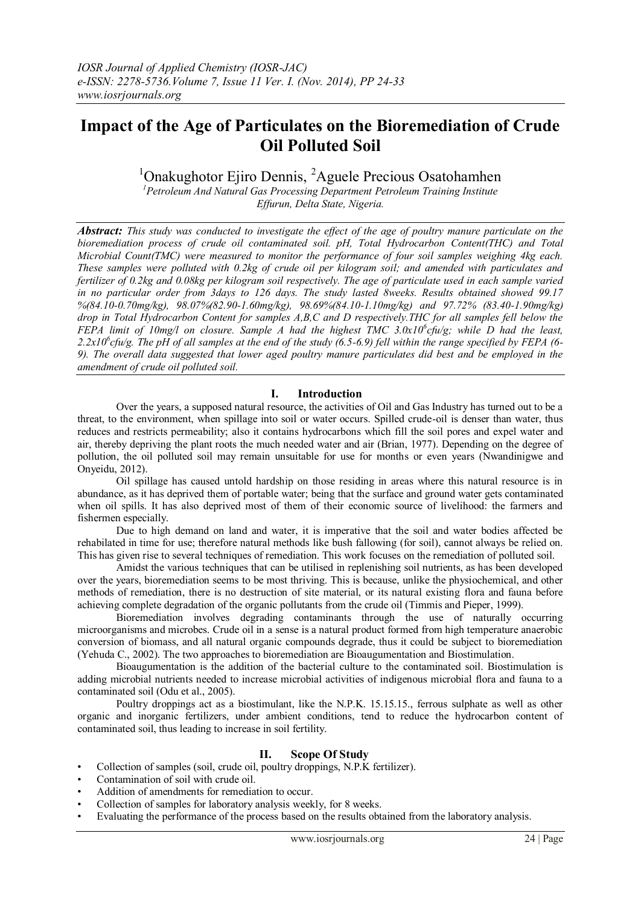# Impact of the Age of Particulates on the Bioremediation of Crude Oil Polluted Soil

[1]Onakughotor Ejiro Dennis, [2]Aguele Precious Osatohamhen

[1]*Petroleum And Natural Gas Processing Department Petroleum Training Institute Effurun, Delta State, Nigeria.*

***Abstract:*** *This study was conducted to investigate the effect of the age of poultry manure particulate on the bioremediation process of crude oil contaminated soil. pH, Total Hydrocarbon Content(THC) and Total Microbial Count(TMC) were measured to monitor the performance of four soil samples weighing 4kg each. These samples were polluted with 0.2kg of crude oil per kilogram soil; and amended with particulates and fertilizer of 0.2kg and 0.08kg per kilogram soil respectively. The age of particulate used in each sample varied in no particular order from 3days to 126 days. The study lasted 8weeks. Results obtained showed 99.17 %(84.10-0.70mg/kg), 98.07%(82.90-1.60mg/kg), 98.69%(84.10-1.10mg/kg) and 97.72% (83.40-1.90mg/kg) drop in Total Hydrocarbon Content for samples A,B,C and D respectively.THC for all samples fell below the FEPA limit of 10mg/l on closure. Sample A had the highest TMC $3.0x10^6$cfu/g; while D had the least, $2.2x10^6$cfu/g. The pH of all samples at the end of the study (6.5-6.9) fell within the range specified by FEPA (6-9). The overall data suggested that lower aged poultry manure particulates did best and be employed in the amendment of crude oil polluted soil.*

## I. Introduction

Over the years, a supposed natural resource, the activities of Oil and Gas Industry has turned out to be a threat, to the environment, when spillage into soil or water occurs. Spilled crude-oil is denser than water, thus reduces and restricts permeability; also it contains hydrocarbons which fill the soil pores and expel water and air, thereby depriving the plant roots the much needed water and air (Brian, 1977). Depending on the degree of pollution, the oil polluted soil may remain unsuitable for use for months or even years (Nwandinigwe and Onyeidu, 2012).

Oil spillage has caused untold hardship on those residing in areas where this natural resource is in abundance, as it has deprived them of portable water; being that the surface and ground water gets contaminated when oil spills. It has also deprived most of them of their economic source of livelihood: the farmers and fishermen especially.

Due to high demand on land and water, it is imperative that the soil and water bodies affected be rehabilated in time for use; therefore natural methods like bush fallowing (for soil), cannot always be relied on. This has given rise to several techniques of remediation. This work focuses on the remediation of polluted soil.

Amidst the various techniques that can be utilised in replenishing soil nutrients, as has been developed over the years, bioremediation seems to be most thriving. This is because, unlike the physiochemical, and other methods of remediation, there is no destruction of site material, or its natural existing flora and fauna before achieving complete degradation of the organic pollutants from the crude oil (Timmis and Pieper, 1999).

Bioremediation involves degrading contaminants through the use of naturally occurring microorganisms and microbes. Crude oil in a sense is a natural product formed from high temperature anaerobic conversion of biomass, and all natural organic compounds degrade, thus it could be subject to bioremediation (Yehuda C., 2002). The two approaches to bioremediation are Bioaugumentation and Biostimulation.

Bioaugumentation is the addition of the bacterial culture to the contaminated soil. Biostimulation is adding microbial nutrients needed to increase microbial activities of indigenous microbial flora and fauna to a contaminated soil (Odu et al., 2005).

Poultry droppings act as a biostimulant, like the N.P.K. 15.15.15., ferrous sulphate as well as other organic and inorganic fertilizers, under ambient conditions, tend to reduce the hydrocarbon content of contaminated soil, thus leading to increase in soil fertility.

## II. Scope Of Study

- Collection of samples (soil, crude oil, poultry droppings, N.P.K fertilizer).
- Contamination of soil with crude oil.
- Addition of amendments for remediation to occur.
- Collection of samples for laboratory analysis weekly, for 8 weeks.
- Evaluating the performance of the process based on the results obtained from the laboratory analysis.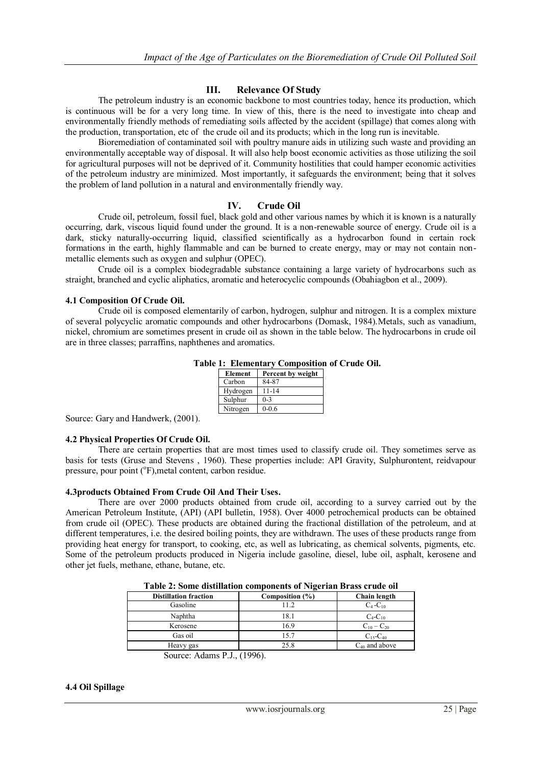## III. Relevance Of Study

The petroleum industry is an economic backbone to most countries today, hence its production, which is continuous will be for a very long time. In view of this, there is the need to investigate into cheap and environmentally friendly methods of remediating soils affected by the accident (spillage) that comes along with the production, transportation, etc of the crude oil and its products; which in the long run is inevitable.

Bioremediation of contaminated soil with poultry manure aids in utilizing such waste and providing an environmentally acceptable way of disposal. It will also help boost economic activities as those utilizing the soil for agricultural purposes will not be deprived of it. Community hostilities that could hamper economic activities of the petroleum industry are minimized. Most importantly, it safeguards the environment; being that it solves the problem of land pollution in a natural and environmentally friendly way.

## IV. Crude Oil

Crude oil, petroleum, fossil fuel, black gold and other various names by which it is known is a naturally occurring, dark, viscous liquid found under the ground. It is a non-renewable source of energy. Crude oil is a dark, sticky naturally-occurring liquid, classified scientifically as a hydrocarbon found in certain rock formations in the earth, highly flammable and can be burned to create energy, may or may not contain non-metallic elements such as oxygen and sulphur (OPEC).

Crude oil is a complex biodegradable substance containing a large variety of hydrocarbons such as straight, branched and cyclic aliphatics, aromatic and heterocyclic compounds (Obahiagbon et al., 2009).

### 4.1 Composition Of Crude Oil.

Crude oil is composed elementarily of carbon, hydrogen, sulphur and nitrogen. It is a complex mixture of several polycyclic aromatic compounds and other hydrocarbons (Domask, 1984).Metals, such as vanadium, nickel, chromium are sometimes present in crude oil as shown in the table below. The hydrocarbons in crude oil are in three classes; parraffins, naphthenes and aromatics.

**Table 1: Elementary Composition of Crude Oil.**

| Element | Percent by weight |
|---|---|
| Carbon | 84-87 |
| Hydrogen | 11-14 |
| Sulphur | 0-3 |
| Nitrogen | 0-0.6 |

Source: Gary and Handwerk, (2001).

### 4.2 Physical Properties Of Crude Oil.

There are certain properties that are most times used to classify crude oil. They sometimes serve as basis for tests (Gruse and Stevens , 1960). These properties include: API Gravity, Sulphurontent, reidvapour pressure, pour point ($^o$F),metal content, carbon residue.

### 4.3products Obtained From Crude Oil And Their Uses.

There are over 2000 products obtained from crude oil, according to a survey carried out by the American Petroleum Institute, (API) (API bulletin, 1958). Over 4000 petrochemical products can be obtained from crude oil (OPEC). These products are obtained during the fractional distillation of the petroleum, and at different temperatures, i.e. the desired boiling points, they are withdrawn. The uses of these products range from providing heat energy for transport, to cooking, etc, as well as lubricating, as chemical solvents, pigments, etc. Some of the petroleum products produced in Nigeria include gasoline, diesel, lube oil, asphalt, kerosene and other jet fuels, methane, ethane, butane, etc.

**Table 2: Some distillation components of Nigerian Brass crude oil**

| Distillation fraction | Composition (%) | Chain length |
|---|---|---|
| Gasoline | 11.2 | $C_4$ -$C_{10}$ |
| Naphtha | 18.1 | $C_4$-$C_{10}$ |
| Kerosene | 16.9 | $C_{10}$ – $C_{20}$ |
| Gas oil | 15.7 | $C_{15}$-$C_{40}$ |
| Heavy gas | 25.8 | $C_{40}$ and above |

Source: Adams P.J., (1996).

### 4.4 Oil Spillage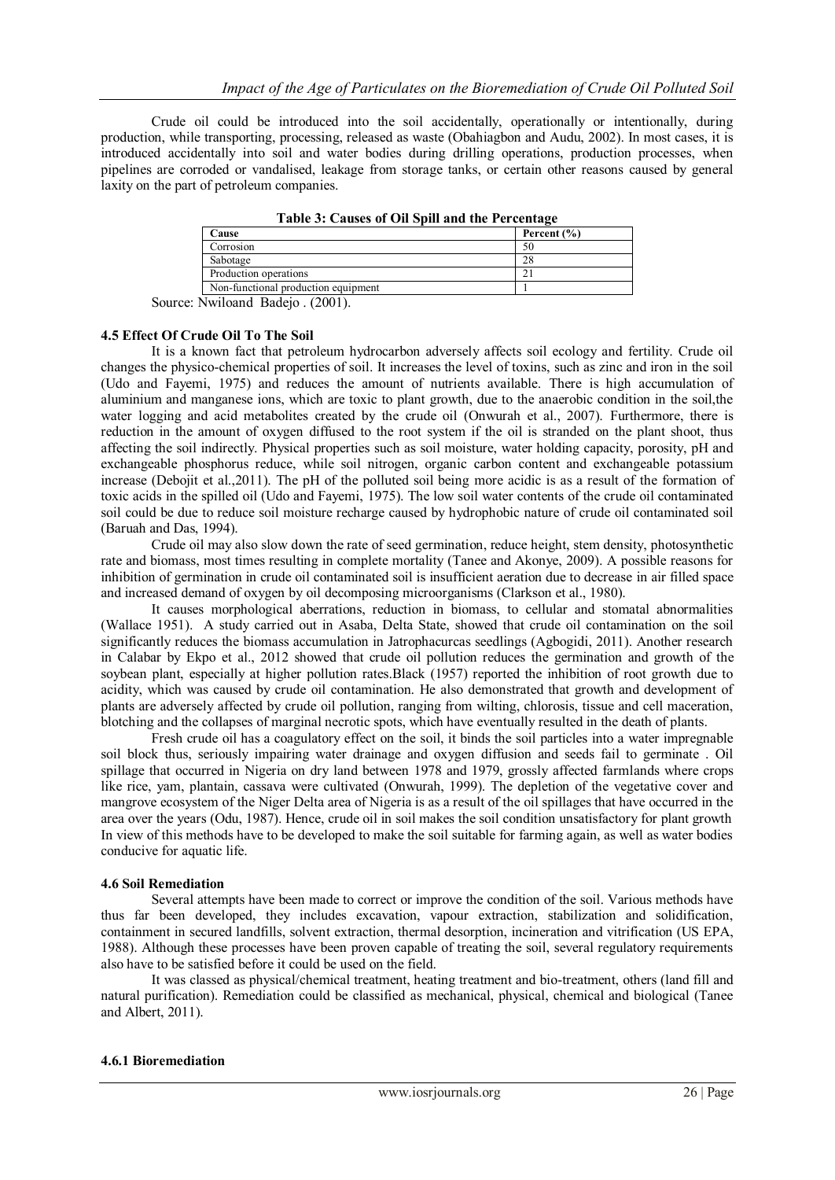Crude oil could be introduced into the soil accidentally, operationally or intentionally, during production, while transporting, processing, released as waste (Obahiagbon and Audu, 2002). In most cases, it is introduced accidentally into soil and water bodies during drilling operations, production processes, when pipelines are corroded or vandalised, leakage from storage tanks, or certain other reasons caused by general laxity on the part of petroleum companies.

**Table 3: Causes of Oil Spill and the Percentage**

| Cause | Percent (%) |
|---|---|
| Corrosion | 50 |
| Sabotage | 28 |
| Production operations | 21 |
| Non-functional production equipment | 1 |

Source: Nwiloand Badejo . (2001).

### 4.5 Effect Of Crude Oil To The Soil

It is a known fact that petroleum hydrocarbon adversely affects soil ecology and fertility. Crude oil changes the physico-chemical properties of soil. It increases the level of toxins, such as zinc and iron in the soil (Udo and Fayemi, 1975) and reduces the amount of nutrients available. There is high accumulation of aluminium and manganese ions, which are toxic to plant growth, due to the anaerobic condition in the soil,the water logging and acid metabolites created by the crude oil (Onwurah et al., 2007). Furthermore, there is reduction in the amount of oxygen diffused to the root system if the oil is stranded on the plant shoot, thus affecting the soil indirectly. Physical properties such as soil moisture, water holding capacity, porosity, pH and exchangeable phosphorus reduce, while soil nitrogen, organic carbon content and exchangeable potassium increase (Debojit et al.,2011). The pH of the polluted soil being more acidic is as a result of the formation of toxic acids in the spilled oil (Udo and Fayemi, 1975). The low soil water contents of the crude oil contaminated soil could be due to reduce soil moisture recharge caused by hydrophobic nature of crude oil contaminated soil (Baruah and Das, 1994).

Crude oil may also slow down the rate of seed germination, reduce height, stem density, photosynthetic rate and biomass, most times resulting in complete mortality (Tanee and Akonye, 2009). A possible reasons for inhibition of germination in crude oil contaminated soil is insufficient aeration due to decrease in air filled space and increased demand of oxygen by oil decomposing microorganisms (Clarkson et al., 1980).

It causes morphological aberrations, reduction in biomass, to cellular and stomatal abnormalities (Wallace 1951). A study carried out in Asaba, Delta State, showed that crude oil contamination on the soil significantly reduces the biomass accumulation in Jatrophacurcas seedlings (Agbogidi, 2011). Another research in Calabar by Ekpo et al., 2012 showed that crude oil pollution reduces the germination and growth of the soybean plant, especially at higher pollution rates.Black (1957) reported the inhibition of root growth due to acidity, which was caused by crude oil contamination. He also demonstrated that growth and development of plants are adversely affected by crude oil pollution, ranging from wilting, chlorosis, tissue and cell maceration, blotching and the collapses of marginal necrotic spots, which have eventually resulted in the death of plants.

Fresh crude oil has a coagulatory effect on the soil, it binds the soil particles into a water impregnable soil block thus, seriously impairing water drainage and oxygen diffusion and seeds fail to germinate . Oil spillage that occurred in Nigeria on dry land between 1978 and 1979, grossly affected farmlands where crops like rice, yam, plantain, cassava were cultivated (Onwurah, 1999). The depletion of the vegetative cover and mangrove ecosystem of the Niger Delta area of Nigeria is as a result of the oil spillages that have occurred in the area over the years (Odu, 1987). Hence, crude oil in soil makes the soil condition unsatisfactory for plant growth In view of this methods have to be developed to make the soil suitable for farming again, as well as water bodies conducive for aquatic life.

### 4.6 Soil Remediation

Several attempts have been made to correct or improve the condition of the soil. Various methods have thus far been developed, they includes excavation, vapour extraction, stabilization and solidification, containment in secured landfills, solvent extraction, thermal desorption, incineration and vitrification (US EPA, 1988). Although these processes have been proven capable of treating the soil, several regulatory requirements also have to be satisfied before it could be used on the field.

It was classed as physical/chemical treatment, heating treatment and bio-treatment, others (land fill and natural purification). Remediation could be classified as mechanical, physical, chemical and biological (Tanee and Albert, 2011).

#### 4.6.1 Bioremediation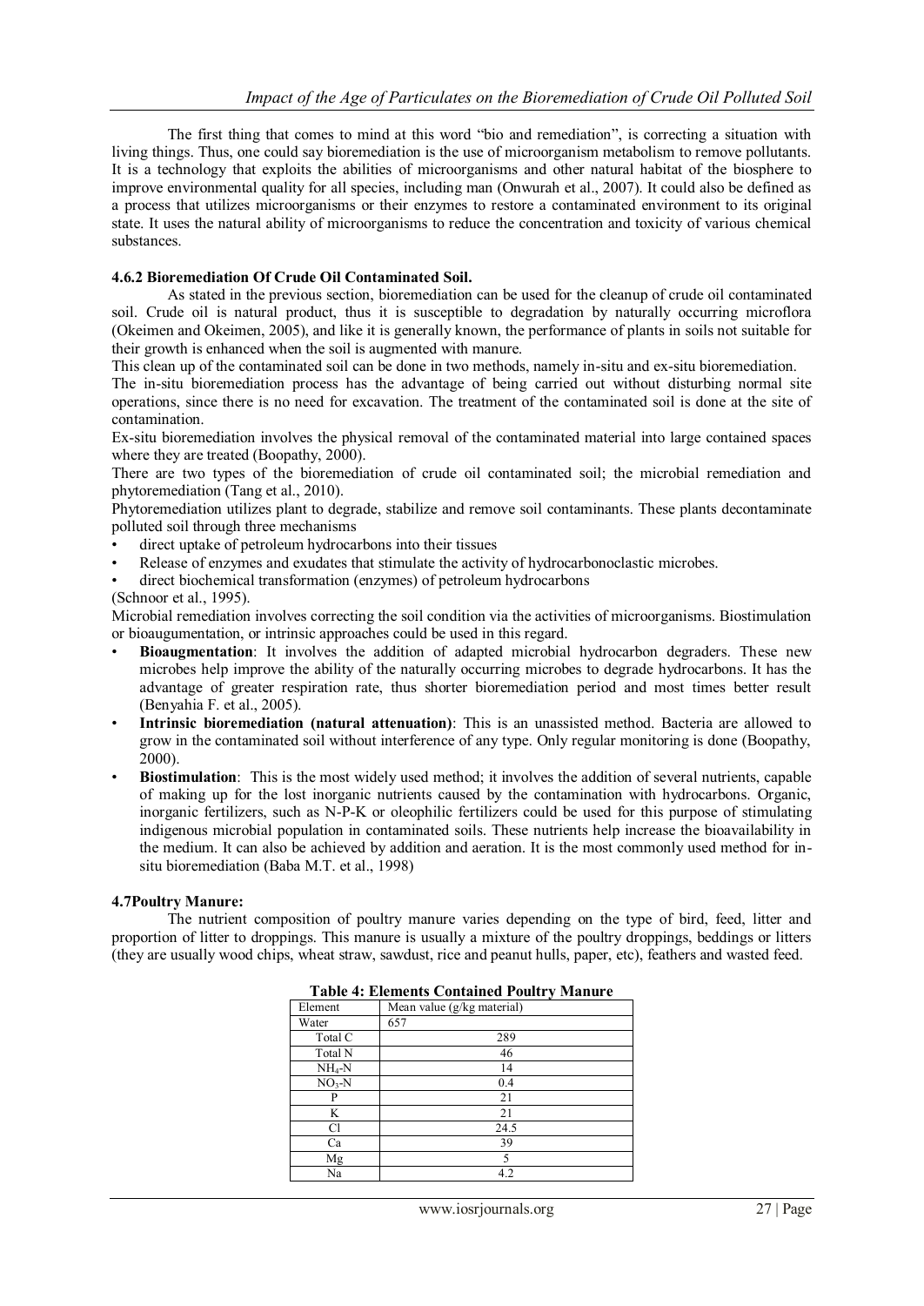The first thing that comes to mind at this word "bio and remediation", is correcting a situation with living things. Thus, one could say bioremediation is the use of microorganism metabolism to remove pollutants. It is a technology that exploits the abilities of microorganisms and other natural habitat of the biosphere to improve environmental quality for all species, including man (Onwurah et al., 2007). It could also be defined as a process that utilizes microorganisms or their enzymes to restore a contaminated environment to its original state. It uses the natural ability of microorganisms to reduce the concentration and toxicity of various chemical substances.

### 4.6.2 Bioremediation Of Crude Oil Contaminated Soil.

As stated in the previous section, bioremediation can be used for the cleanup of crude oil contaminated soil. Crude oil is natural product, thus it is susceptible to degradation by naturally occurring microflora (Okeimen and Okeimen, 2005), and like it is generally known, the performance of plants in soils not suitable for their growth is enhanced when the soil is augmented with manure.

This clean up of the contaminated soil can be done in two methods, namely in-situ and ex-situ bioremediation.

The in-situ bioremediation process has the advantage of being carried out without disturbing normal site operations, since there is no need for excavation. The treatment of the contaminated soil is done at the site of contamination.

Ex-situ bioremediation involves the physical removal of the contaminated material into large contained spaces where they are treated (Boopathy, 2000).

There are two types of the bioremediation of crude oil contaminated soil; the microbial remediation and phytoremediation (Tang et al., 2010).

Phytoremediation utilizes plant to degrade, stabilize and remove soil contaminants. These plants decontaminate polluted soil through three mechanisms

- direct uptake of petroleum hydrocarbons into their tissues
- Release of enzymes and exudates that stimulate the activity of hydrocarbonoclastic microbes.
- direct biochemical transformation (enzymes) of petroleum hydrocarbons

(Schnoor et al., 1995).

Microbial remediation involves correcting the soil condition via the activities of microorganisms. Biostimulation or bioaugumentation, or intrinsic approaches could be used in this regard.

- **Bioaugmentation**: It involves the addition of adapted microbial hydrocarbon degraders. These new microbes help improve the ability of the naturally occurring microbes to degrade hydrocarbons. It has the advantage of greater respiration rate, thus shorter bioremediation period and most times better result (Benyahia F. et al., 2005).
- **Intrinsic bioremediation (natural attenuation)**: This is an unassisted method. Bacteria are allowed to grow in the contaminated soil without interference of any type. Only regular monitoring is done (Boopathy, 2000).
- **Biostimulation**: This is the most widely used method; it involves the addition of several nutrients, capable of making up for the lost inorganic nutrients caused by the contamination with hydrocarbons. Organic, inorganic fertilizers, such as N-P-K or oleophilic fertilizers could be used for this purpose of stimulating indigenous microbial population in contaminated soils. These nutrients help increase the bioavailability in the medium. It can also be achieved by addition and aeration. It is the most commonly used method for in-situ bioremediation (Baba M.T. et al., 1998)

### 4.7Poultry Manure:

The nutrient composition of poultry manure varies depending on the type of bird, feed, litter and proportion of litter to droppings. This manure is usually a mixture of the poultry droppings, beddings or litters (they are usually wood chips, wheat straw, sawdust, rice and peanut hulls, paper, etc), feathers and wasted feed.

**Table 4: Elements Contained Poultry Manure**

| Element | Mean value (g/kg material) |
|---|---|
| Water | 657 |
| Total C | 289 |
| Total N | 46 |
| $NH_4$-N | 14 |
| $NO_3$-N | 0.4 |
| P | 21 |
| K | 21 |
| Cl | 24.5 |
| Ca | 39 |
| Mg | 5 |
| Na | 4.2 |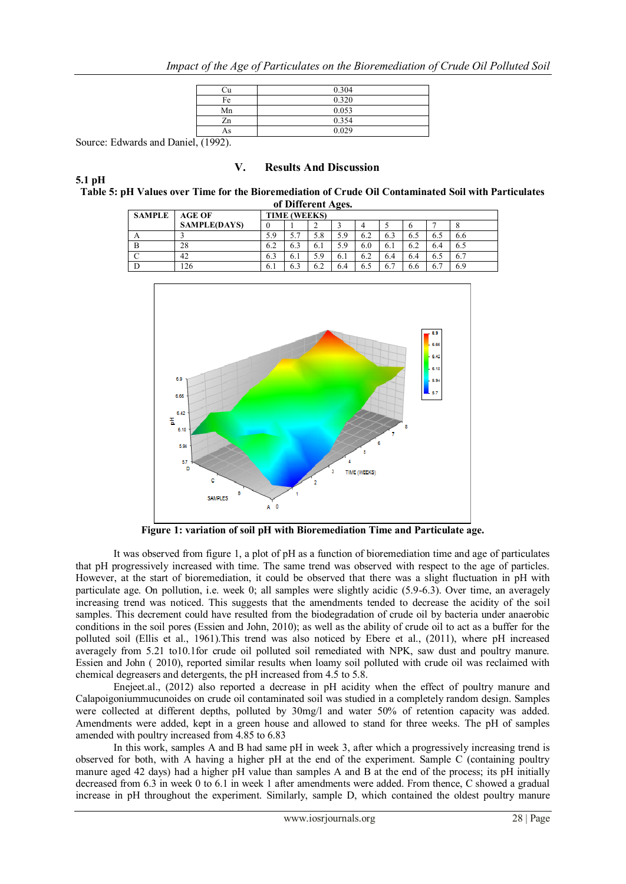| Cu | 0.304 |
|---|---|
| Fe | 0.320 |
| Mn | 0.053 |
| Zn | 0.354 |
| As | 0.029 |

Source: Edwards and Daniel, (1992).

## V. Results And Discussion

### 5.1 pH

**Table 5: pH Values over Time for the Bioremediation of Crude Oil Contaminated Soil with Particulates of Different Ages.**

| SAMPLE | AGE OF SAMPLE(DAYS) | TIME (WEEKS) | | | | | | | | |
|---|---|---|---|---|---|---|---|---|---|---|
| | | 0 | 1 | 2 | 3 | 4 | 5 | 6 | 7 | 8 |
| A | 3 | 5.9 | 5.7 | 5.8 | 5.9 | 6.2 | 6.3 | 6.5 | 6.5 | 6.6 |
| B | 28 | 6.2 | 6.3 | 6.1 | 5.9 | 6.0 | 6.1 | 6.2 | 6.4 | 6.5 |
| C | 42 | 6.3 | 6.1 | 5.9 | 6.1 | 6.2 | 6.4 | 6.4 | 6.5 | 6.7 |
| D | 126 | 6.1 | 6.3 | 6.2 | 6.4 | 6.5 | 6.7 | 6.6 | 6.7 | 6.9 |

**Figure 1: variation of soil pH with Bioremediation Time and Particulate age.**

It was observed from figure 1, a plot of pH as a function of bioremediation time and age of particulates that pH progressively increased with time. The same trend was observed with respect to the age of particles. However, at the start of bioremediation, it could be observed that there was a slight fluctuation in pH with particulate age. On pollution, i.e. week 0; all samples were slightly acidic (5.9-6.3). Over time, an averagely increasing trend was noticed. This suggests that the amendments tended to decrease the acidity of the soil samples. This decrement could have resulted from the biodegradation of crude oil by bacteria under anaerobic conditions in the soil pores (Essien and John, 2010); as well as the ability of crude oil to act as a buffer for the polluted soil (Ellis et al., 1961).This trend was also noticed by Ebere et al., (2011), where pH increased averagely from 5.21 to10.1for crude oil polluted soil remediated with NPK, saw dust and poultry manure. Essien and John ( 2010), reported similar results when loamy soil polluted with crude oil was reclaimed with chemical degreasers and detergents, the pH increased from 4.5 to 5.8.

Enejeet.al., (2012) also reported a decrease in pH acidity when the effect of poultry manure and Calapaigoniummucunoides on crude oil contaminated soil was studied in a completely random design. Samples were collected at different depths, polluted by 30mg/l and water 50% of retention capacity was added. Amendments were added, kept in a green house and allowed to stand for three weeks. The pH of samples amended with poultry increased from 4.85 to 6.83

In this work, samples A and B had same pH in week 3, after which a progressively increasing trend is observed for both, with A having a higher pH at the end of the experiment. Sample C (containing poultry manure aged 42 days) had a higher pH value than samples A and B at the end of the process; its pH initially decreased from 6.3 in week 0 to 6.1 in week 1 after amendments were added. From thence, C showed a gradual increase in pH throughout the experiment. Similarly, sample D, which contained the oldest poultry manure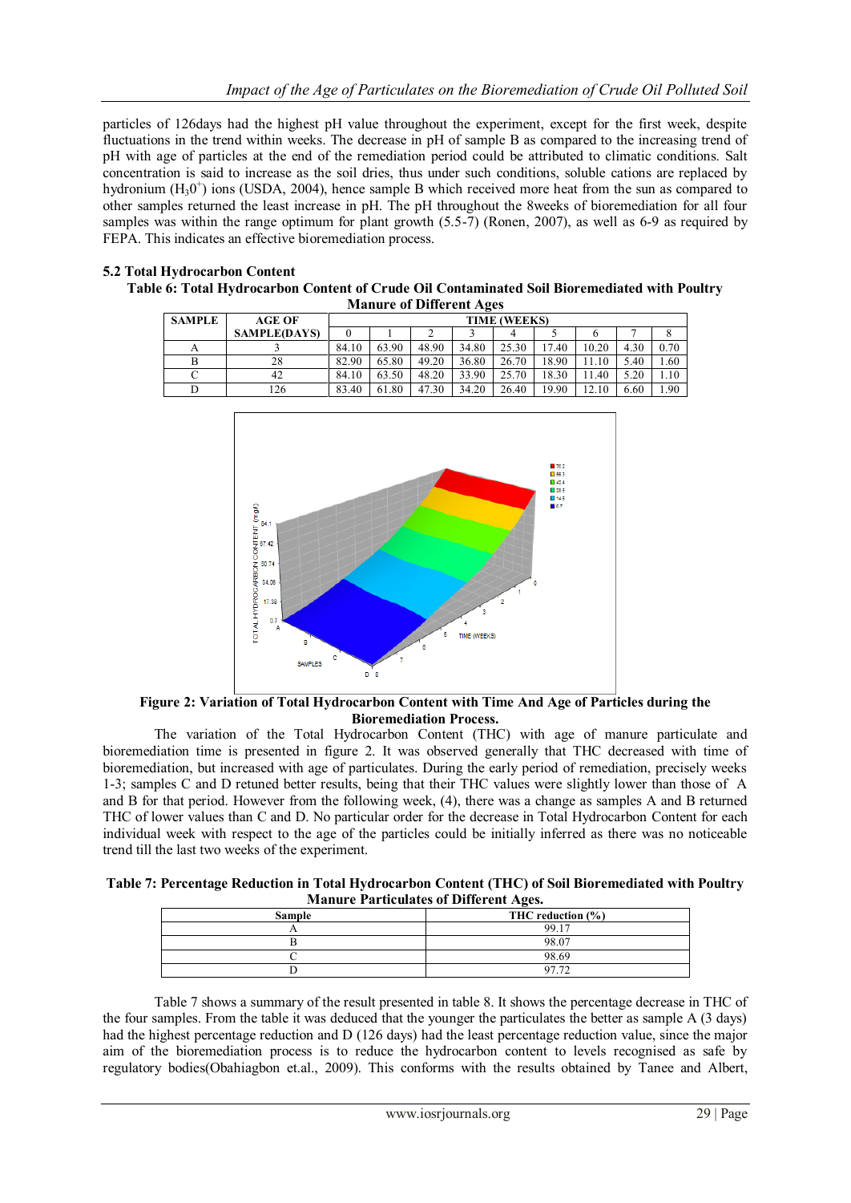particles of 126days had the highest pH value throughout the experiment, except for the first week, despite fluctuations in the trend within weeks. The decrease in pH of sample B as compared to the increasing trend of pH with age of particles at the end of the remediation period could be attributed to climatic conditions. Salt concentration is said to increase as the soil dries, thus under such conditions, soluble cations are replaced by hydronium ($H_3O^+$) ions (USDA, 2004), hence sample B which received more heat from the sun as compared to other samples returned the least increase in pH. The pH throughout the 8weeks of bioremediation for all four samples was within the range optimum for plant growth (5.5-7) (Ronen, 2007), as well as 6-9 as required by FEPA. This indicates an effective bioremediation process.

### 5.2 Total Hydrocarbon Content

**Table 6: Total Hydrocarbon Content of Crude Oil Contaminated Soil Bioremediated with Poultry Manure of Different Ages**

| SAMPLE | AGE OF SAMPLE(DAYS) | TIME (WEEKS) | | | | | | | | |
|---|---|---|---|---|---|---|---|---|---|---|
| | | 0 | 1 | 2 | 3 | 4 | 5 | 6 | 7 | 8 |
| A | 3 | 84.10 | 63.90 | 48.90 | 34.80 | 25.30 | 17.40 | 10.20 | 4.30 | 0.70 |
| B | 28 | 82.90 | 65.80 | 49.20 | 36.80 | 26.70 | 18.90 | 11.10 | 5.40 | 1.60 |
| C | 42 | 84.10 | 63.50 | 48.20 | 33.90 | 25.70 | 18.30 | 11.40 | 5.20 | 1.10 |
| D | 126 | 83.40 | 61.80 | 47.30 | 34.20 | 26.40 | 19.90 | 12.10 | 6.60 | 1.90 |

**Figure 2: Variation of Total Hydrocarbon Content with Time And Age of Particles during the Bioremediation Process.**

The variation of the Total Hydrocarbon Content (THC) with age of manure particulate and bioremediation time is presented in figure 2. It was observed generally that THC decreased with time of bioremediation, but increased with age of particulates. During the early period of remediation, precisely weeks 1-3; samples C and D retuned better results, being that their THC values were slightly lower than those of A and B for that period. However from the following week, (4), there was a change as samples A and B returned THC of lower values than C and D. No particular order for the decrease in Total Hydrocarbon Content for each individual week with respect to the age of the particles could be initially inferred as there was no noticeable trend till the last two weeks of the experiment.

**Table 7: Percentage Reduction in Total Hydrocarbon Content (THC) of Soil Bioremediated with Poultry Manure Particulates of Different Ages.**

| Sample | THC reduction (%) |
|---|---|
| A | 99.17 |
| B | 98.07 |
| C | 98.69 |
| D | 97.72 |

Table 7 shows a summary of the result presented in table 8. It shows the percentage decrease in THC of the four samples. From the table it was deduced that the younger the particulates the better as sample A (3 days) had the highest percentage reduction and D (126 days) had the least percentage reduction value, since the major aim of the bioremediation process is to reduce the hydrocarbon content to levels recognised as safe by regulatory bodies(Obahiagbon et.al., 2009). This conforms with the results obtained by Tanee and Albert,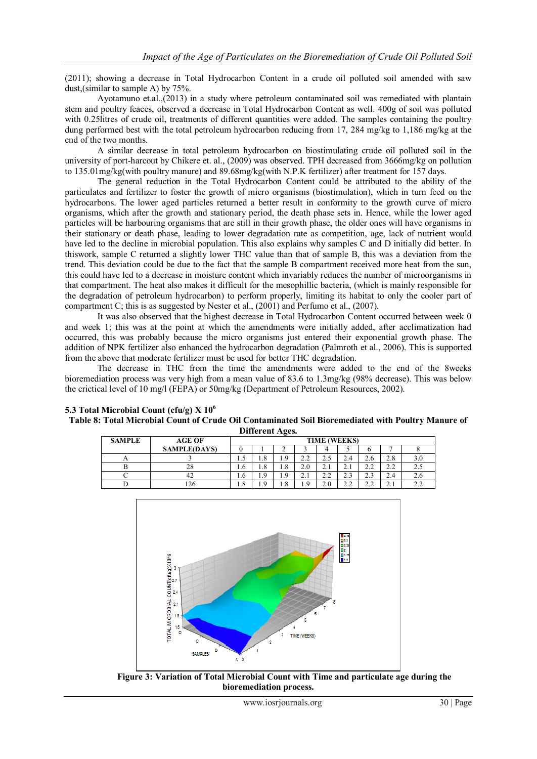(2011); showing a decrease in Total Hydrocarbon Content in a crude oil polluted soil amended with saw dust,(similar to sample A) by 75%.

Ayotamuno et.al.,(2013) in a study where petroleum contaminated soil was remediated with plantain stem and poultry feaces, observed a decrease in Total Hydrocarbon Content as well. 400g of soil was polluted with 0.25litres of crude oil, treatments of different quantities were added. The samples containing the poultry dung performed best with the total petroleum hydrocarbon reducing from 17, 284 mg/kg to 1,186 mg/kg at the end of the two months.

A similar decrease in total petroleum hydrocarbon on biostimulating crude oil polluted soil in the university of port-harcout by Chikere et. al., (2009) was observed. TPH decreased from 3666mg/kg on pollution to 135.01mg/kg(with poultry manure) and 89.68mg/kg(with N.P.K fertilizer) after treatment for 157 days.

The general reduction in the Total Hydrocarbon Content could be attributed to the ability of the particulates and fertilizer to foster the growth of micro organisms (biostimulation), which in turn feed on the hydrocarbons. The lower aged particles returned a better result in conformity to the growth curve of micro organisms, which after the growth and stationary period, the death phase sets in. Hence, while the lower aged particles will be harbouring organisms that are still in their growth phase, the older ones will have organisms in their stationary or death phase, leading to lower degradation rate as competition, age, lack of nutrient would have led to the decline in microbial population. This also explains why samples C and D initially did better. In thiswork, sample C returned a slightly lower THC value than that of sample B, this was a deviation from the trend. This deviation could be due to the fact that the sample B compartment received more heat from the sun, this could have led to a decrease in moisture content which invariably reduces the number of microorganisms in that compartment. The heat also makes it difficult for the mesophillic bacteria, (which is mainly responsible for the degradation of petroleum hydrocarbon) to perform properly, limiting its habitat to only the cooler part of compartment C; this is as suggested by Nester et al., (2001) and Perfumo et al., (2007).

It was also observed that the highest decrease in Total Hydrocarbon Content occurred between week 0 and week 1; this was at the point at which the amendments were initially added, after acclimatization had occurred, this was probably because the micro organisms just entered their exponential growth phase. The addition of NPK fertilizer also enhanced the hydrocarbon degradation (Palmroth et al., 2006). This is supported from the above that moderate fertilizer must be used for better THC degradation.

The decrease in THC from the time the amendments were added to the end of the 8weeks bioremediation process was very high from a mean value of 83.6 to 1.3mg/kg (98% decrease). This was below the crictical level of 10 mg/l (FEPA) or 50mg/kg (Department of Petroleum Resources, 2002).

### 5.3 Total Microbial Count (cfu/g) X $10^6$

**Table 8: Total Microbial Count of Crude Oil Contaminated Soil Bioremediated with Poultry Manure of Different Ages.**

| SAMPLE | AGE OF SAMPLE(DAYS) | TIME (WEEKS) | | | | | | | | |
|---|---|---|---|---|---|---|---|---|---|---|
| | | 0 | 1 | 2 | 3 | 4 | 5 | 6 | 7 | 8 |
| A | 3 | 1.5 | 1.8 | 1.9 | 2.2 | 2.5 | 2.4 | 2.6 | 2.8 | 3.0 |
| B | 28 | 1.6 | 1.8 | 1.8 | 2.0 | 2.1 | 2.1 | 2.2 | 2.2 | 2.5 |
| C | 42 | 1.6 | 1.9 | 1.9 | 2.1 | 2.2 | 2.3 | 2.3 | 2.4 | 2.6 |
| D | 126 | 1.8 | 1.9 | 1.8 | 1.9 | 2.0 | 2.2 | 2.2 | 2.1 | 2.2 |

**Figure 3: Variation of Total Microbial Count with Time and particulate age during the bioremediation process.**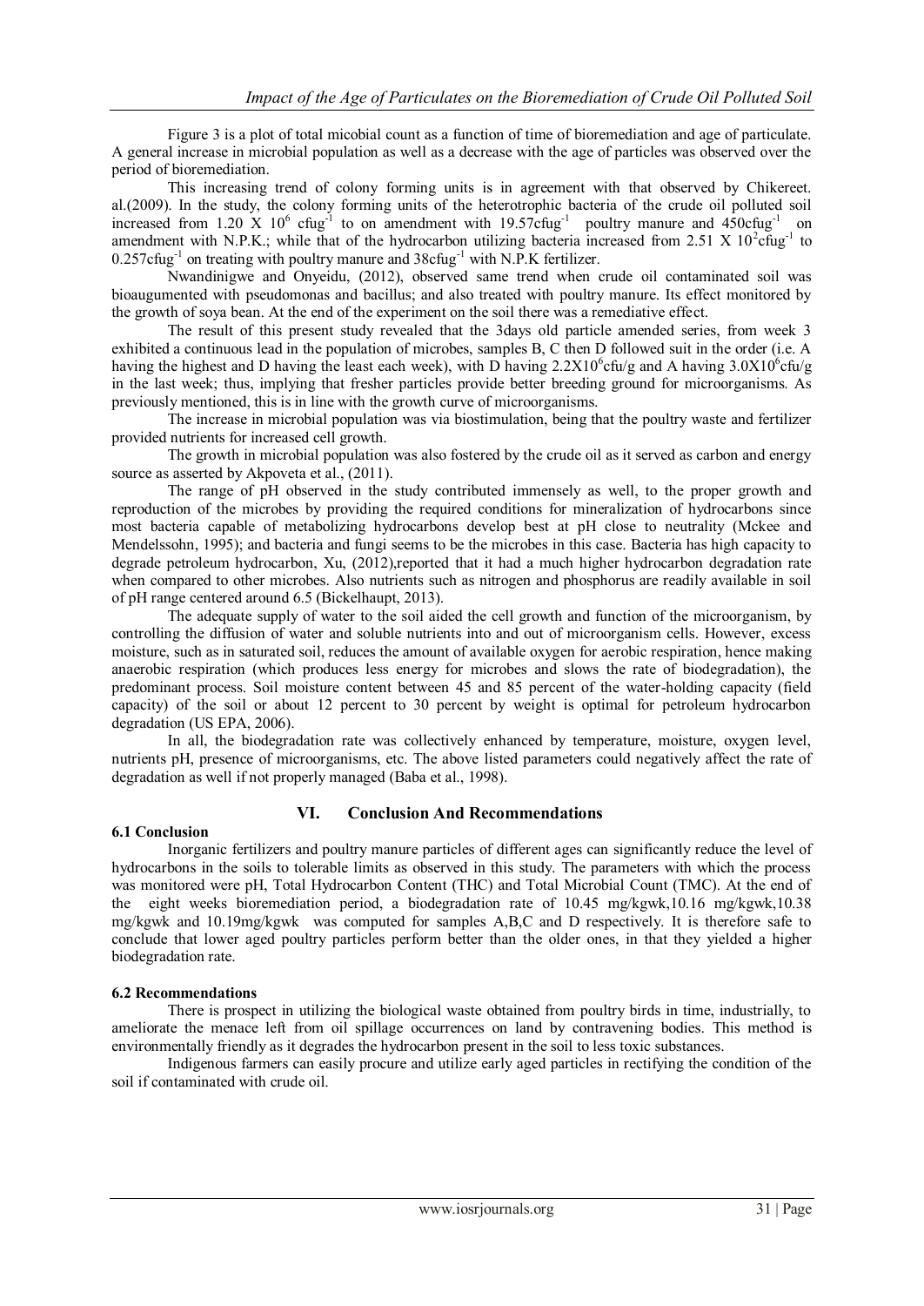Figure 3 is a plot of total micobial count as a function of time of bioremediation and age of particulate. A general increase in microbial population as well as a decrease with the age of particles was observed over the period of bioremediation.

This increasing trend of colony forming units is in agreement with that observed by Chikereet. al.(2009). In the study, the colony forming units of the heterotrophic bacteria of the crude oil polluted soil increased from 1.20 X $10^6$ $cfug^{-1}$ to on amendment with $19.57cfug^{-1}$ poultry manure and $450cfug^{-1}$ on amendment with N.P.K.; while that of the hydrocarbon utilizing bacteria increased from 2.51 X $10^2cfug^{-1}$ to $0.257cfug^{-1}$ on treating with poultry manure and $38cfug^{-1}$ with N.P.K fertilizer.

Nwandinigwe and Onyeidu, (2012), observed same trend when crude oil contaminated soil was bioaugumented with pseudomonas and bacillus; and also treated with poultry manure. Its effect monitored by the growth of soya bean. At the end of the experiment on the soil there was a remediative effect.

The result of this present study revealed that the 3days old particle amended series, from week 3 exhibited a continuous lead in the population of microbes, samples B, C then D followed suit in the order (i.e. A having the highest and D having the least each week), with D having $2.2X10^6$cfu/g and A having $3.0X10^6$cfu/g in the last week; thus, implying that fresher particles provide better breeding ground for microorganisms. As previously mentioned, this is in line with the growth curve of microorganisms.

The increase in microbial population was via biostimulation, being that the poultry waste and fertilizer provided nutrients for increased cell growth.

The growth in microbial population was also fostered by the crude oil as it served as carbon and energy source as asserted by Akpoveta et al., (2011).

The range of pH observed in the study contributed immensely as well, to the proper growth and reproduction of the microbes by providing the required conditions for mineralization of hydrocarbons since most bacteria capable of metabolizing hydrocarbons develop best at pH close to neutrality (Mckee and Mendelssohn, 1995); and bacteria and fungi seems to be the microbes in this case. Bacteria has high capacity to degrade petroleum hydrocarbon, Xu, (2012),reported that it had a much higher hydrocarbon degradation rate when compared to other microbes. Also nutrients such as nitrogen and phosphorus are readily available in soil of pH range centered around 6.5 (Bickelhaupt, 2013).

The adequate supply of water to the soil aided the cell growth and function of the microorganism, by controlling the diffusion of water and soluble nutrients into and out of microorganism cells. However, excess moisture, such as in saturated soil, reduces the amount of available oxygen for aerobic respiration, hence making anaerobic respiration (which produces less energy for microbes and slows the rate of biodegradation), the predominant process. Soil moisture content between 45 and 85 percent of the water-holding capacity (field capacity) of the soil or about 12 percent to 30 percent by weight is optimal for petroleum hydrocarbon degradation (US EPA, 2006).

In all, the biodegradation rate was collectively enhanced by temperature, moisture, oxygen level, nutrients pH, presence of microorganisms, etc. The above listed parameters could negatively affect the rate of degradation as well if not properly managed (Baba et al., 1998).

## VI. Conclusion And Recommendations

### 6.1 Conclusion

Inorganic fertilizers and poultry manure particles of different ages can significantly reduce the level of hydrocarbons in the soils to tolerable limits as observed in this study. The parameters with which the process was monitored were pH, Total Hydrocarbon Content (THC) and Total Microbial Count (TMC). At the end of the eight weeks bioremediation period, a biodegradation rate of 10.45 mg/kgwk,10.16 mg/kgwk,10.38 mg/kgwk and 10.19mg/kgwk was computed for samples A,B,C and D respectively. It is therefore safe to conclude that lower aged poultry particles perform better than the older ones, in that they yielded a higher biodegradation rate.

### 6.2 Recommendations

There is prospect in utilizing the biological waste obtained from poultry birds in time, industrially, to ameliorate the menace left from oil spillage occurrences on land by contravening bodies. This method is environmentally friendly as it degrades the hydrocarbon present in the soil to less toxic substances.

Indigenous farmers can easily procure and utilize early aged particles in rectifying the condition of the soil if contaminated with crude oil.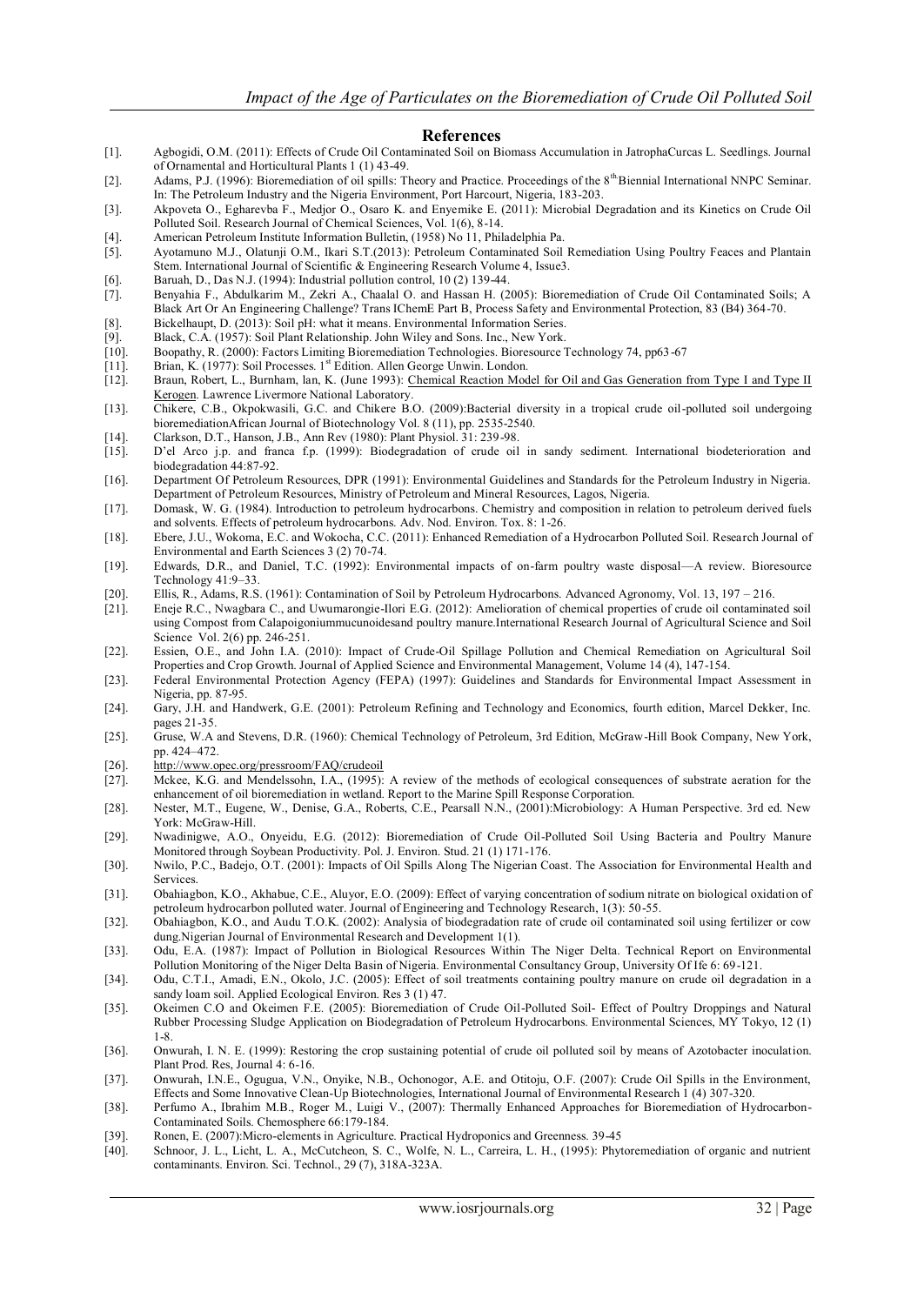## References

[1]. Agbogidi, O.M. (2011): Effects of Crude Oil Contaminated Soil on Biomass Accumulation in JatrophaCurcas L. Seedlings. Journal of Ornamental and Horticultural Plants 1 (1) 43-49.

[2]. Adams, P.J. (1996): Bioremediation of oil spills: Theory and Practice. Proceedings of the 8th Biennial International NNPC Seminar. In: The Petroleum Industry and the Nigeria Environment, Port Harcourt, Nigeria, 183-203.

[3]. Akpoveta O., Egharevba F., Medjor O., Osaro K. and Enyemike E. (2011): Microbial Degradation and its Kinetics on Crude Oil Polluted Soil. Research Journal of Chemical Sciences, Vol. 1(6), 8-14.

[4]. American Petroleum Institute Information Bulletin, (1958) No 11, Philadelphia Pa.

[5]. Ayotamuno M.J., Olatunji O.M., Ikari S.T.(2013): Petroleum Contaminated Soil Remediation Using Poultry Feaces and Plantain Stem. International Journal of Scientific & Engineering Research Volume 4, Issue3.

[6]. Baruah, D., Das N.J. (1994): Industrial pollution control, 10 (2) 139-44.

[7]. Benyahia F., Abdulkarim M., Zekri A., Chaalal O. and Hassan H. (2005): Bioremediation of Crude Oil Contaminated Soils; A Black Art Or An Engineering Challenge? Trans IChemE Part B, Process Safety and Environmental Protection, 83 (B4) 364-70.

[8]. Bickelhaupt, D. (2013): Soil pH: what it means. Environmental Information Series.

[9]. Black, C.A. (1957): Soil Plant Relationship. John Wiley and Sons. Inc., New York.

[10]. Boopathy, R. (2000): Factors Limiting Bioremediation Technologies. Bioresource Technology 74, pp63-67

[11]. Brian, K. (1977): Soil Processes. 1st Edition. Allen George Unwin. London.

[12]. Braun, Robert, L., Burnham, Ian, K. (June 1993): Chemical Reaction Model for Oil and Gas Generation from Type I and Type II Kerogen. Lawrence Livermore National Laboratory.

[13]. Chikere, C.B., Okpokwasili, G.C. and Chikere B.O. (2009):Bacterial diversity in a tropical crude oil-polluted soil undergoing bioremediationAfrican Journal of Biotechnology Vol. 8 (11), pp. 2535-2540.

[14]. Clarkson, D.T., Hanson, J.B., Ann Rev (1980): Plant Physiol. 31: 239-98.

[15]. D'el Arco j.p. and franca f.p. (1999): Biodegradation of crude oil in sandy sediment. International biodeterioration and biodegradation 44:87-92.

[16]. Department Of Petroleum Resources, DPR (1991): Environmental Guidelines and Standards for the Petroleum Industry in Nigeria. Department of Petroleum Resources, Ministry of Petroleum and Mineral Resources, Lagos, Nigeria.

[17]. Domask, W. G. (1984). Introduction to petroleum hydrocarbons. Chemistry and composition in relation to petroleum derived fuels and solvents. Effects of petroleum hydrocarbons. Adv. Nod. Environ. Tox. 8: 1-26.

[18]. Ebere, J.U., Wokoma, E.C. and Wokocha, C.C. (2011): Enhanced Remediation of a Hydrocarbon Polluted Soil. Research Journal of Environmental and Earth Sciences 3 (2) 70-74.

[19]. Edwards, D.R., and Daniel, T.C. (1992): Environmental impacts of on-farm poultry waste disposal—A review. Bioresource Technology 41:9–33.

[20]. Ellis, R., Adams, R.S. (1961): Contamination of Soil by Petroleum Hydrocarbons. Advanced Agronomy, Vol. 13, 197 – 216.

[21]. Eneje R.C., Nwagbara C., and Uwumarongie-Ilori E.G. (2012): Amelioration of chemical properties of crude oil contaminated soil using Compost from Calapoigoniummucunoidesand poultry manure.International Research Journal of Agricultural Science and Soil Science Vol. 2(6) pp. 246-251.

[22]. Essien, O.E., and John I.A. (2010): Impact of Crude-Oil Spillage Pollution and Chemical Remediation on Agricultural Soil Properties and Crop Growth. Journal of Applied Science and Environmental Management, Volume 14 (4), 147-154.

[23]. Federal Environmental Protection Agency (FEPA) (1997): Guidelines and Standards for Environmental Impact Assessment in Nigeria, pp. 87-95.

[24]. Gary, J.H. and Handwerk, G.E. (2001): Petroleum Refining and Technology and Economics, fourth edition, Marcel Dekker, Inc. pages 21-35.

[25]. Gruse, W.A and Stevens, D.R. (1960): Chemical Technology of Petroleum, 3rd Edition, McGraw-Hill Book Company, New York, pp. 424–472.

[26]. http://www.opec.org/pressroom/FAQ/crudeoil

[27]. Mckee, K.G. and Mendelssohn, I.A., (1995): A review of the methods of ecological consequences of substrate aeration for the enhancement of oil bioremediation in wetland. Report to the Marine Spill Response Corporation.

[28]. Nester, M.T., Eugene, W., Denise, G.A., Roberts, C.E., Pearsall N.N., (2001):Microbiology: A Human Perspective. 3rd ed. New York: McGraw-Hill.

[29]. Nwadinigwe, A.O., Onyeidu, E.G. (2012): Bioremediation of Crude Oil-Polluted Soil Using Bacteria and Poultry Manure Monitored through Soybean Productivity. Pol. J. Environ. Stud. 21 (1) 171-176.

[30]. Nwilo, P.C., Badejo, O.T. (2001): Impacts of Oil Spills Along The Nigerian Coast. The Association for Environmental Health and Services.

[31]. Obahiagbon, K.O., Akhabue, C.E., Aluyor, E.O. (2009): Effect of varying concentration of sodium nitrate on biological oxidation of petroleum hydrocarbon polluted water. Journal of Engineering and Technology Research, 1(3): 50-55.

[32]. Obahiagbon, K.O., and Audu T.O.K. (2002): Analysis of biodegradation rate of crude oil contaminated soil using fertilizer or cow dung.Nigerian Journal of Environmental Research and Development 1(1).

[33]. Odu, E.A. (1987): Impact of Pollution in Biological Resources Within The Niger Delta. Technical Report on Environmental Pollution Monitoring of the Niger Delta Basin of Nigeria. Environmental Consultancy Group, University Of Ife 6: 69-121.

[34]. Odu, C.T.I., Amadi, E.N., Okolo, J.C. (2005): Effect of soil treatments containing poultry manure on crude oil degradation in a sandy loam soil. Applied Ecological Environ. Res 3 (1) 47.

[35]. Okeimen C.O and Okeimen F.E. (2005): Bioremediation of Crude Oil-Polluted Soil- Effect of Poultry Droppings and Natural Rubber Processing Sludge Application on Biodegradation of Petroleum Hydrocarbons. Environmental Sciences, MY Tokyo, 12 (1) 1-8.

[36]. Onwurah, I. N. E. (1999): Restoring the crop sustaining potential of crude oil polluted soil by means of Azotobacter inoculation. Plant Prod. Res, Journal 4: 6-16.

[37]. Onwurah, I.N.E., Ogugua, V.N., Onyike, N.B., Ochonogor, A.E. and Otitoju, O.F. (2007): Crude Oil Spills in the Environment, Effects and Some Innovative Clean-Up Biotechnologies, International Journal of Environmental Research 1 (4) 307-320.

[38]. Perfumo A., Ibrahim M.B., Roger M., Luigi V., (2007): Thermally Enhanced Approaches for Bioremediation of Hydrocarbon-Contaminated Soils. Chemosphere 66:179-184.

[39]. Ronen, E. (2007):Micro-elements in Agriculture. Practical Hydroponics and Greenness. 39-45

[40]. Schnoor, J. L., Licht, L. A., McCutcheon, S. C., Wolfe, N. L., Carreira, L. H., (1995): Phytoremediation of organic and nutrient contaminants. Environ. Sci. Technol., 29 (7), 318A-323A.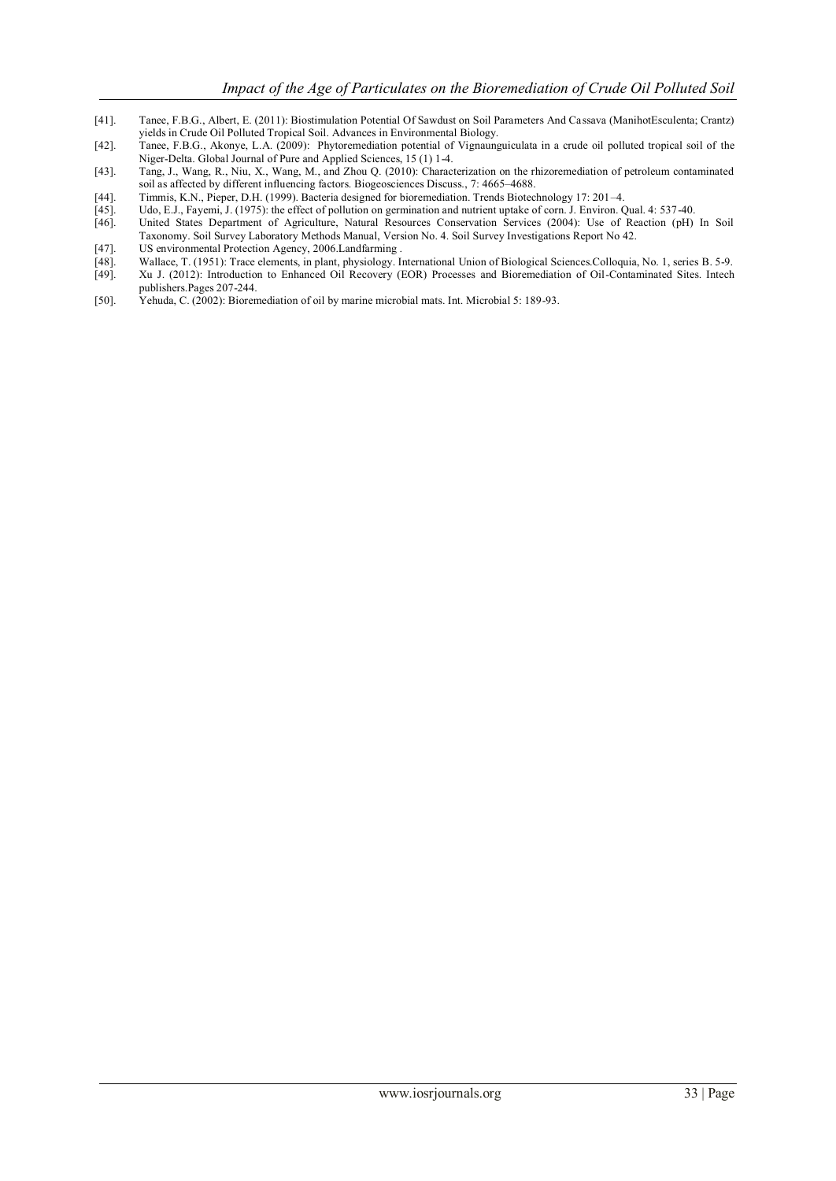[41]. Tanee, F.B.G., Albert, E. (2011): Biostimulation Potential Of Sawdust on Soil Parameters And Cassava (ManihotEsculenta; Crantz) yields in Crude Oil Polluted Tropical Soil. Advances in Environmental Biology.

[42]. Tanee, F.B.G., Akonye, L.A. (2009): Phytoremediation potential of Vignaunguiculata in a crude oil polluted tropical soil of the Niger-Delta. Global Journal of Pure and Applied Sciences, 15 (1) 1-4.

[43]. Tang, J., Wang, R., Niu, X., Wang, M., and Zhou Q. (2010): Characterization on the rhizoremediation of petroleum contaminated soil as affected by different influencing factors. Biogeosciences Discuss., 7: 4665–4688.

[44]. Timmis, K.N., Pieper, D.H. (1999). Bacteria designed for bioremediation. Trends Biotechnology 17: 201–4.

[45]. Udo, E.J., Fayemi, J. (1975): the effect of pollution on germination and nutrient uptake of corn. J. Environ. Qual. 4: 537-40.

[46]. United States Department of Agriculture, Natural Resources Conservation Services (2004): Use of Reaction (pH) In Soil Taxonomy. Soil Survey Laboratory Methods Manual, Version No. 4. Soil Survey Investigations Report No 42.

[47]. US environmental Protection Agency, 2006.Landfarming .

[48]. Wallace, T. (1951): Trace elements, in plant, physiology. International Union of Biological Sciences.Colloquia, No. 1, series B. 5-9.

[49]. Xu J. (2012): Introduction to Enhanced Oil Recovery (EOR) Processes and Bioremediation of Oil-Contaminated Sites. Intech publishers.Pages 207-244.

[50]. Yehuda, C. (2002): Bioremediation of oil by marine microbial mats. Int. Microbial 5: 189-93.